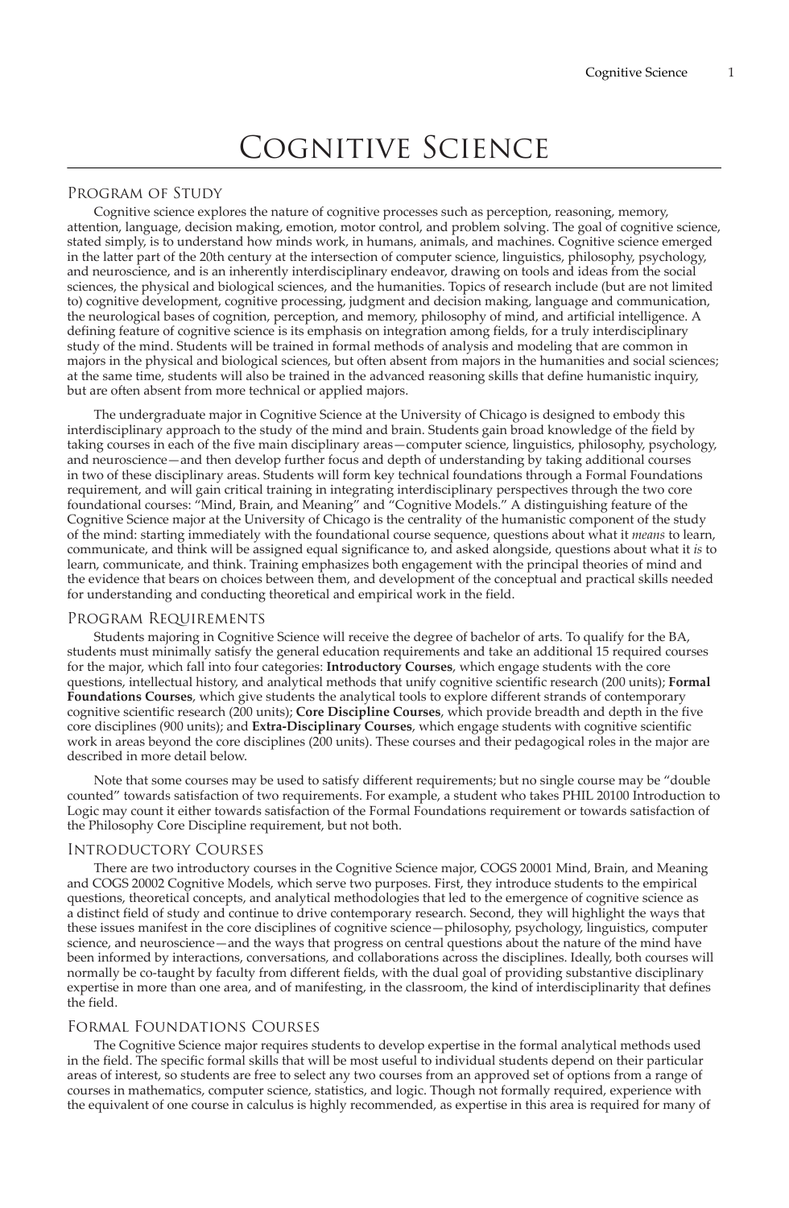# Cognitive Science

## Program of Study

Cognitive science explores the nature of cognitive processes such as perception, reasoning, memory, attention, language, decision making, emotion, motor control, and problem solving. The goal of cognitive science, stated simply, is to understand how minds work, in humans, animals, and machines. Cognitive science emerged in the latter part of the 20th century at the intersection of computer science, linguistics, philosophy, psychology, and neuroscience, and is an inherently interdisciplinary endeavor, drawing on tools and ideas from the social sciences, the physical and biological sciences, and the humanities. Topics of research include (but are not limited to) cognitive development, cognitive processing, judgment and decision making, language and communication, the neurological bases of cognition, perception, and memory, philosophy of mind, and artificial intelligence. A defining feature of cognitive science is its emphasis on integration among fields, for a truly interdisciplinary study of the mind. Students will be trained in formal methods of analysis and modeling that are common in majors in the physical and biological sciences, but often absent from majors in the humanities and social sciences; at the same time, students will also be trained in the advanced reasoning skills that define humanistic inquiry, but are often absent from more technical or applied majors.

The undergraduate major in Cognitive Science at the University of Chicago is designed to embody this interdisciplinary approach to the study of the mind and brain. Students gain broad knowledge of the field by taking courses in each of the five main disciplinary areas—computer science, linguistics, philosophy, psychology, and neuroscience—and then develop further focus and depth of understanding by taking additional courses in two of these disciplinary areas. Students will form key technical foundations through a Formal Foundations requirement, and will gain critical training in integrating interdisciplinary perspectives through the two core foundational courses: "Mind, Brain, and Meaning" and "Cognitive Models." A distinguishing feature of the Cognitive Science major at the University of Chicago is the centrality of the humanistic component of the study of the mind: starting immediately with the foundational course sequence, questions about what it *means* to learn, communicate, and think will be assigned equal significance to, and asked alongside, questions about what it *is* to learn, communicate, and think. Training emphasizes both engagement with the principal theories of mind and the evidence that bears on choices between them, and development of the conceptual and practical skills needed for understanding and conducting theoretical and empirical work in the field.

## Program Requirements

Students majoring in Cognitive Science will receive the degree of bachelor of arts. To qualify for the BA, students must minimally satisfy the general education requirements and take an additional 15 required courses for the major, which fall into four categories: **Introductory Courses**, which engage students with the core questions, intellectual history, and analytical methods that unify cognitive scientific research (200 units); **Formal Foundations Courses**, which give students the analytical tools to explore different strands of contemporary cognitive scientific research (200 units); **Core Discipline Courses**, which provide breadth and depth in the five core disciplines (900 units); and **Extra-Disciplinary Courses**, which engage students with cognitive scientific work in areas beyond the core disciplines (200 units). These courses and their pedagogical roles in the major are described in more detail below.

Note that some courses may be used to satisfy different requirements; but no single course may be "double counted" towards satisfaction of two requirements. For example, a student who takes PHIL 20100 Introduction to Logic may count it either towards satisfaction of the Formal Foundations requirement or towards satisfaction of the Philosophy Core Discipline requirement, but not both.

## Introductory Courses

There are two introductory courses in the Cognitive Science major, COGS 20001 Mind, Brain, and Meaning and COGS 20002 Cognitive Models, which serve two purposes. First, they introduce students to the empirical questions, theoretical concepts, and analytical methodologies that led to the emergence of cognitive science as a distinct field of study and continue to drive contemporary research. Second, they will highlight the ways that these issues manifest in the core disciplines of cognitive science—philosophy, psychology, linguistics, computer science, and neuroscience—and the ways that progress on central questions about the nature of the mind have been informed by interactions, conversations, and collaborations across the disciplines. Ideally, both courses will normally be co-taught by faculty from different fields, with the dual goal of providing substantive disciplinary expertise in more than one area, and of manifesting, in the classroom, the kind of interdisciplinarity that defines the field.

## Formal Foundations Courses

The Cognitive Science major requires students to develop expertise in the formal analytical methods used in the field. The specific formal skills that will be most useful to individual students depend on their particular areas of interest, so students are free to select any two courses from an approved set of options from a range of courses in mathematics, computer science, statistics, and logic. Though not formally required, experience with the equivalent of one course in calculus is highly recommended, as expertise in this area is required for many of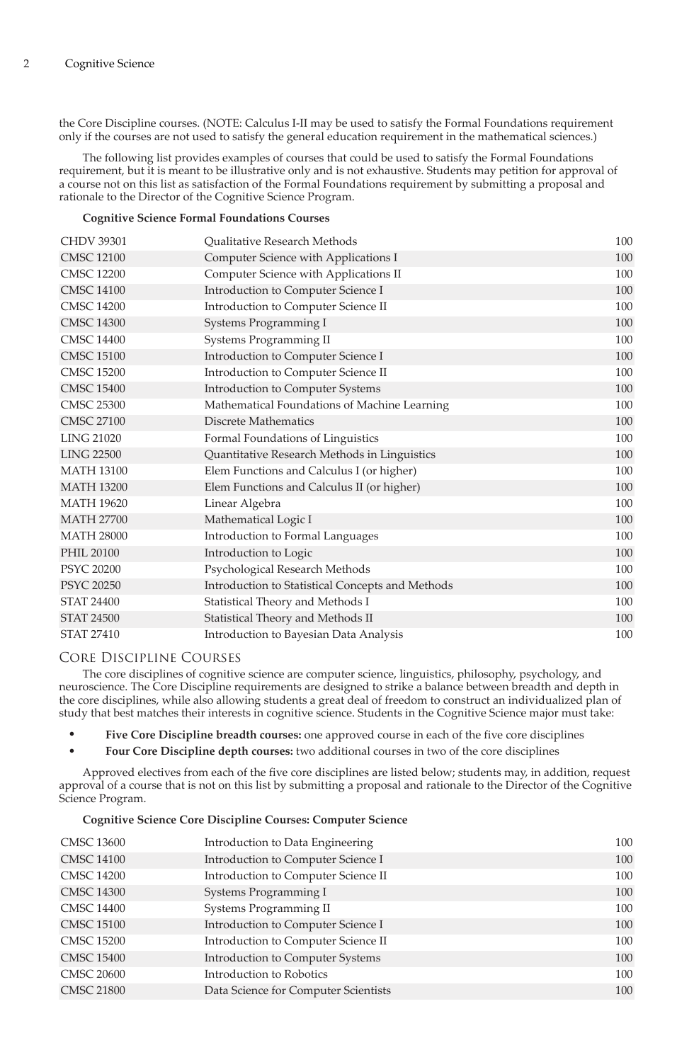the Core Discipline courses. (NOTE: Calculus I-II may be used to satisfy the Formal Foundations requirement only if the courses are not used to satisfy the general education requirement in the mathematical sciences.)

The following list provides examples of courses that could be used to satisfy the Formal Foundations requirement, but it is meant to be illustrative only and is not exhaustive. Students may petition for approval of a course not on this list as satisfaction of the Formal Foundations requirement by submitting a proposal and rationale to the Director of the Cognitive Science Program.

**Cognitive Science Formal Foundations Courses**

| | | |
|---|---|---|
| CHDV 39301 | Qualitative Research Methods | 100 |
| CMSC 12100 | Computer Science with Applications I | 100 |
| CMSC 12200 | Computer Science with Applications II | 100 |
| CMSC 14100 | Introduction to Computer Science I | 100 |
| CMSC 14200 | Introduction to Computer Science II | 100 |
| CMSC 14300 | Systems Programming I | 100 |
| CMSC 14400 | Systems Programming II | 100 |
| CMSC 15100 | Introduction to Computer Science I | 100 |
| CMSC 15200 | Introduction to Computer Science II | 100 |
| CMSC 15400 | Introduction to Computer Systems | 100 |
| CMSC 25300 | Mathematical Foundations of Machine Learning | 100 |
| CMSC 27100 | Discrete Mathematics | 100 |
| LING 21020 | Formal Foundations of Linguistics | 100 |
| LING 22500 | Quantitative Research Methods in Linguistics | 100 |
| MATH 13100 | Elem Functions and Calculus I (or higher) | 100 |
| MATH 13200 | Elem Functions and Calculus II (or higher) | 100 |
| MATH 19620 | Linear Algebra | 100 |
| MATH 27700 | Mathematical Logic I | 100 |
| MATH 28000 | Introduction to Formal Languages | 100 |
| PHIL 20100 | Introduction to Logic | 100 |
| PSYC 20200 | Psychological Research Methods | 100 |
| PSYC 20250 | Introduction to Statistical Concepts and Methods | 100 |
| STAT 24400 | Statistical Theory and Methods I | 100 |
| STAT 24500 | Statistical Theory and Methods II | 100 |
| STAT 27410 | Introduction to Bayesian Data Analysis | 100 |

## Core Discipline Courses

The core disciplines of cognitive science are computer science, linguistics, philosophy, psychology, and neuroscience. The Core Discipline requirements are designed to strike a balance between breadth and depth in the core disciplines, while also allowing students a great deal of freedom to construct an individualized plan of study that best matches their interests in cognitive science. Students in the Cognitive Science major must take:

- **Five Core Discipline breadth courses:** one approved course in each of the five core disciplines
- **Four Core Discipline depth courses:** two additional courses in two of the core disciplines

Approved electives from each of the five core disciplines are listed below; students may, in addition, request approval of a course that is not on this list by submitting a proposal and rationale to the Director of the Cognitive Science Program.

**Cognitive Science Core Discipline Courses: Computer Science**

| | | |
|---|---|---|
| CMSC 13600 | Introduction to Data Engineering | 100 |
| CMSC 14100 | Introduction to Computer Science I | 100 |
| CMSC 14200 | Introduction to Computer Science II | 100 |
| CMSC 14300 | Systems Programming I | 100 |
| CMSC 14400 | Systems Programming II | 100 |
| CMSC 15100 | Introduction to Computer Science I | 100 |
| CMSC 15200 | Introduction to Computer Science II | 100 |
| CMSC 15400 | Introduction to Computer Systems | 100 |
| CMSC 20600 | Introduction to Robotics | 100 |
| CMSC 21800 | Data Science for Computer Scientists | 100 |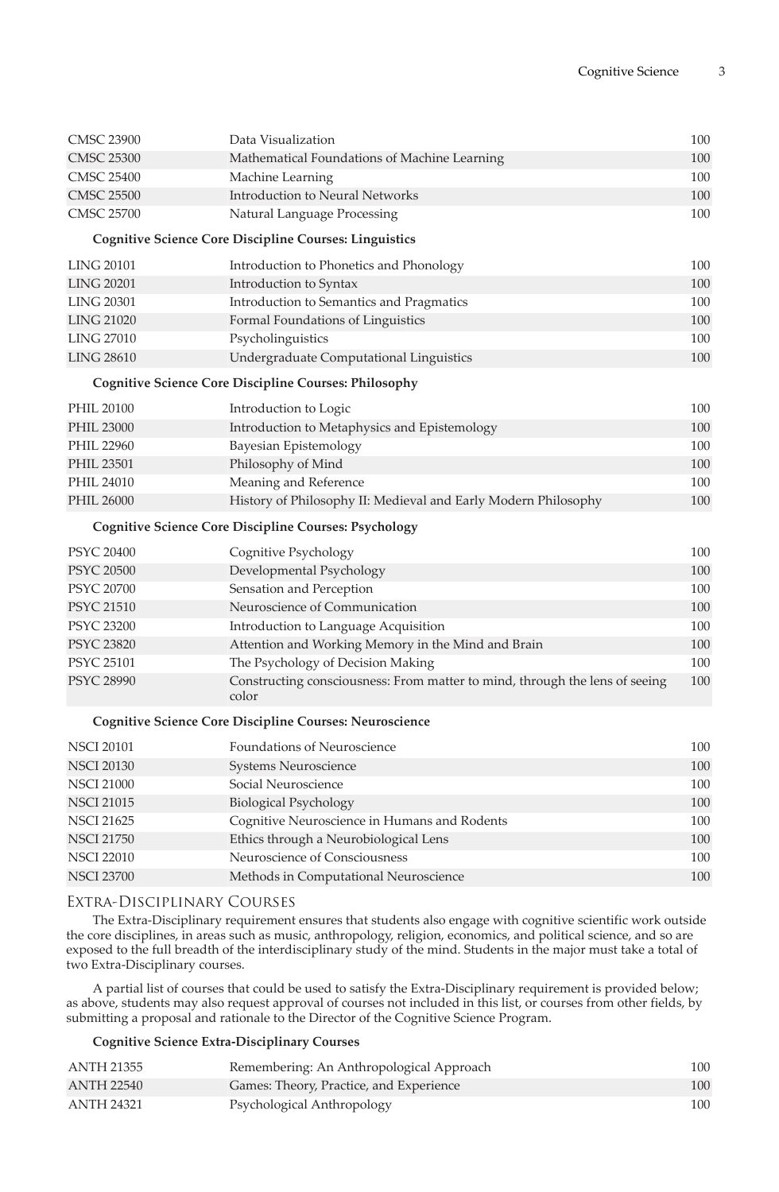| | | |
|---|---|---|
| CMSC 23900 | Data Visualization | 100 |
| CMSC 25300 | Mathematical Foundations of Machine Learning | 100 |
| CMSC 25400 | Machine Learning | 100 |
| CMSC 25500 | Introduction to Neural Networks | 100 |
| CMSC 25700 | Natural Language Processing | 100 |

**Cognitive Science Core Discipline Courses: Linguistics**

| | | |
|---|---|---|
| LING 20101 | Introduction to Phonetics and Phonology | 100 |
| LING 20201 | Introduction to Syntax | 100 |
| LING 20301 | Introduction to Semantics and Pragmatics | 100 |
| LING 21020 | Formal Foundations of Linguistics | 100 |
| LING 27010 | Psycholinguistics | 100 |
| LING 28610 | Undergraduate Computational Linguistics | 100 |

**Cognitive Science Core Discipline Courses: Philosophy**

| | | |
|---|---|---|
| PHIL 20100 | Introduction to Logic | 100 |
| PHIL 23000 | Introduction to Metaphysics and Epistemology | 100 |
| PHIL 22960 | Bayesian Epistemology | 100 |
| PHIL 23501 | Philosophy of Mind | 100 |
| PHIL 24010 | Meaning and Reference | 100 |
| PHIL 26000 | History of Philosophy II: Medieval and Early Modern Philosophy | 100 |

**Cognitive Science Core Discipline Courses: Psychology**

| | | |
|---|---|---|
| PSYC 20400 | Cognitive Psychology | 100 |
| PSYC 20500 | Developmental Psychology | 100 |
| PSYC 20700 | Sensation and Perception | 100 |
| PSYC 21510 | Neuroscience of Communication | 100 |
| PSYC 23200 | Introduction to Language Acquisition | 100 |
| PSYC 23820 | Attention and Working Memory in the Mind and Brain | 100 |
| PSYC 25101 | The Psychology of Decision Making | 100 |
| PSYC 28990 | Constructing consciousness: From matter to mind, through the lens of seeing color | 100 |

**Cognitive Science Core Discipline Courses: Neuroscience**

| | | |
|---|---|---|
| NSCI 20101 | Foundations of Neuroscience | 100 |
| NSCI 20130 | Systems Neuroscience | 100 |
| NSCI 21000 | Social Neuroscience | 100 |
| NSCI 21015 | Biological Psychology | 100 |
| NSCI 21625 | Cognitive Neuroscience in Humans and Rodents | 100 |
| NSCI 21750 | Ethics through a Neurobiological Lens | 100 |
| NSCI 22010 | Neuroscience of Consciousness | 100 |
| NSCI 23700 | Methods in Computational Neuroscience | 100 |

## Extra-Disciplinary Courses

The Extra-Disciplinary requirement ensures that students also engage with cognitive scientific work outside the core disciplines, in areas such as music, anthropology, religion, economics, and political science, and so are exposed to the full breadth of the interdisciplinary study of the mind. Students in the major must take a total of two Extra-Disciplinary courses.

A partial list of courses that could be used to satisfy the Extra-Disciplinary requirement is provided below; as above, students may also request approval of courses not included in this list, or courses from other fields, by submitting a proposal and rationale to the Director of the Cognitive Science Program.

**Cognitive Science Extra-Disciplinary Courses**

| | | |
|---|---|---|
| ANTH 21355 | Remembering: An Anthropological Approach | 100 |
| ANTH 22540 | Games: Theory, Practice, and Experience | 100 |
| ANTH 24321 | Psychological Anthropology | 100 |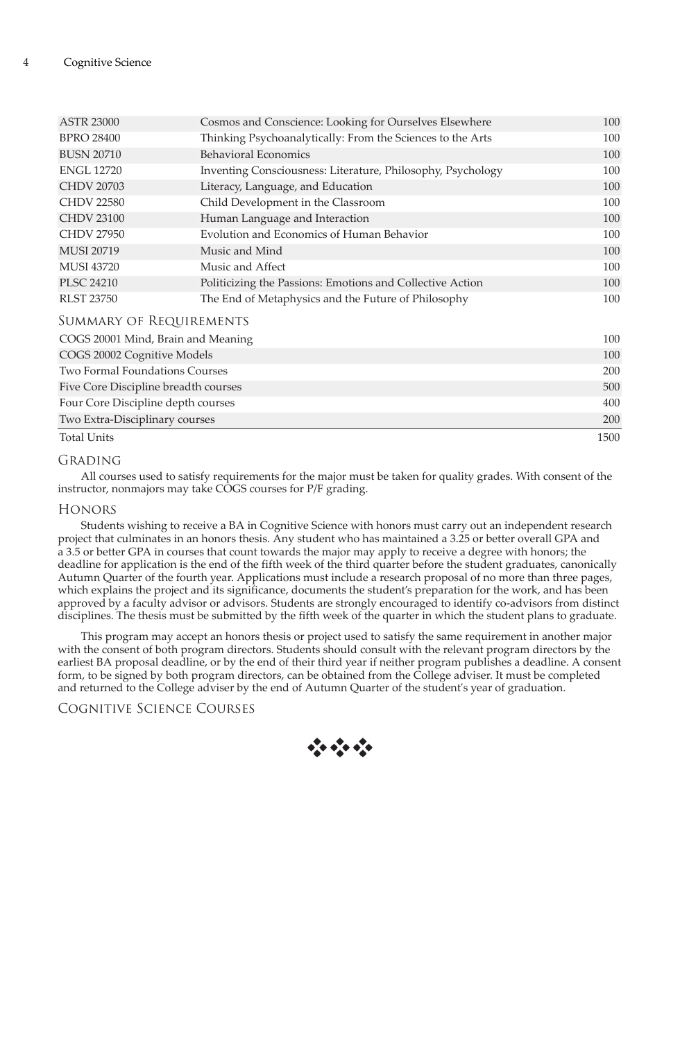| | | |
|---|---|---|
| ASTR 23000 | Cosmos and Conscience: Looking for Ourselves Elsewhere | 100 |
| BPRO 28400 | Thinking Psychoanalytically: From the Sciences to the Arts | 100 |
| BUSN 20710 | Behavioral Economics | 100 |
| ENGL 12720 | Inventing Consciousness: Literature, Philosophy, Psychology | 100 |
| CHDV 20703 | Literacy, Language, and Education | 100 |
| CHDV 22580 | Child Development in the Classroom | 100 |
| CHDV 23100 | Human Language and Interaction | 100 |
| CHDV 27950 | Evolution and Economics of Human Behavior | 100 |
| MUSI 20719 | Music and Mind | 100 |
| MUSI 43720 | Music and Affect | 100 |
| PLSC 24210 | Politicizing the Passions: Emotions and Collective Action | 100 |
| RLST 23750 | The End of Metaphysics and the Future of Philosophy | 100 |

## Summary of Requirements

| | |
|---|---|
| COGS 20001 Mind, Brain and Meaning | 100 |
| COGS 20002 Cognitive Models | 100 |
| Two Formal Foundations Courses | 200 |
| Five Core Discipline breadth courses | 500 |
| Four Core Discipline depth courses | 400 |
| Two Extra-Disciplinary courses | 200 |
| Total Units | 1500 |

## Grading

All courses used to satisfy requirements for the major must be taken for quality grades. With consent of the instructor, nonmajors may take COGS courses for P/F grading.

## Honors

Students wishing to receive a BA in Cognitive Science with honors must carry out an independent research project that culminates in an honors thesis. Any student who has maintained a 3.25 or better overall GPA and a 3.5 or better GPA in courses that count towards the major may apply to receive a degree with honors; the deadline for application is the end of the fifth week of the third quarter before the student graduates, canonically Autumn Quarter of the fourth year. Applications must include a research proposal of no more than three pages, which explains the project and its significance, documents the student's preparation for the work, and has been approved by a faculty advisor or advisors. Students are strongly encouraged to identify co-advisors from distinct disciplines. The thesis must be submitted by the fifth week of the quarter in which the student plans to graduate.

This program may accept an honors thesis or project used to satisfy the same requirement in another major with the consent of both program directors. Students should consult with the relevant program directors by the earliest BA proposal deadline, or by the end of their third year if neither program publishes a deadline. A consent form, to be signed by both program directors, can be obtained from the College adviser. It must be completed and returned to the College adviser by the end of Autumn Quarter of the student's year of graduation.

## Cognitive Science Courses